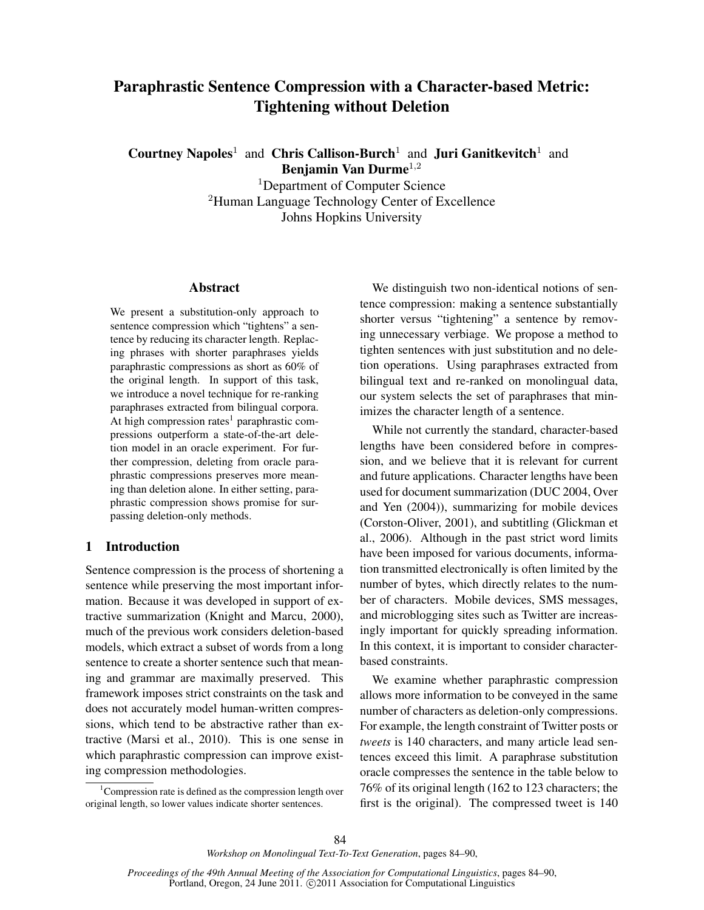# Paraphrastic Sentence Compression with a Character-based Metric: Tightening without Deletion

**Courtney Napoles**[1] and **Chris Callison-Burch**[1] and **Juri Ganitkevitch**[1] and **Benjamin Van Durme**[1,2]

[1]Department of Computer Science
[2]Human Language Technology Center of Excellence
Johns Hopkins University

## Abstract

We present a substitution-only approach to sentence compression which "tightens" a sentence by reducing its character length. Replacing phrases with shorter paraphrases yields paraphrastic compressions as short as 60% of the original length. In support of this task, we introduce a novel technique for re-ranking paraphrases extracted from bilingual corpora. At high compression rates[1] paraphrastic compressions outperform a state-of-the-art deletion model in an oracle experiment. For further compression, deleting from oracle paraphrastic compressions preserves more meaning than deletion alone. In either setting, paraphrastic compression shows promise for surpassing deletion-only methods.

## 1 Introduction

Sentence compression is the process of shortening a sentence while preserving the most important information. Because it was developed in support of extractive summarization (Knight and Marcu, 2000), much of the previous work considers deletion-based models, which extract a subset of words from a long sentence to create a shorter sentence such that meaning and grammar are maximally preserved. This framework imposes strict constraints on the task and does not accurately model human-written compressions, which tend to be abstractive rather than extractive (Marsi et al., 2010). This is one sense in which paraphrastic compression can improve existing compression methodologies.

We distinguish two non-identical notions of sentence compression: making a sentence substantially shorter versus "tightening" a sentence by removing unnecessary verbiage. We propose a method to tighten sentences with just substitution and no deletion operations. Using paraphrases extracted from bilingual text and re-ranked on monolingual data, our system selects the set of paraphrases that minimizes the character length of a sentence.

While not currently the standard, character-based lengths have been considered before in compression, and we believe that it is relevant for current and future applications. Character lengths have been used for document summarization (DUC 2004, Over and Yen (2004)), summarizing for mobile devices (Corston-Oliver, 2001), and subtitling (Glickman et al., 2006). Although in the past strict word limits have been imposed for various documents, information transmitted electronically is often limited by the number of bytes, which directly relates to the number of characters. Mobile devices, SMS messages, and microblogging sites such as Twitter are increasingly important for quickly spreading information. In this context, it is important to consider character-based constraints.

We examine whether paraphrastic compression allows more information to be conveyed in the same number of characters as deletion-only compressions. For example, the length constraint of Twitter posts or *tweets* is 140 characters, and many article lead sentences exceed this limit. A paraphrase substitution oracle compresses the sentence in the table below to 76% of its original length (162 to 123 characters; the first is the original). The compressed tweet is 140

[1]Compression rate is defined as the compression length over original length, so lower values indicate shorter sentences.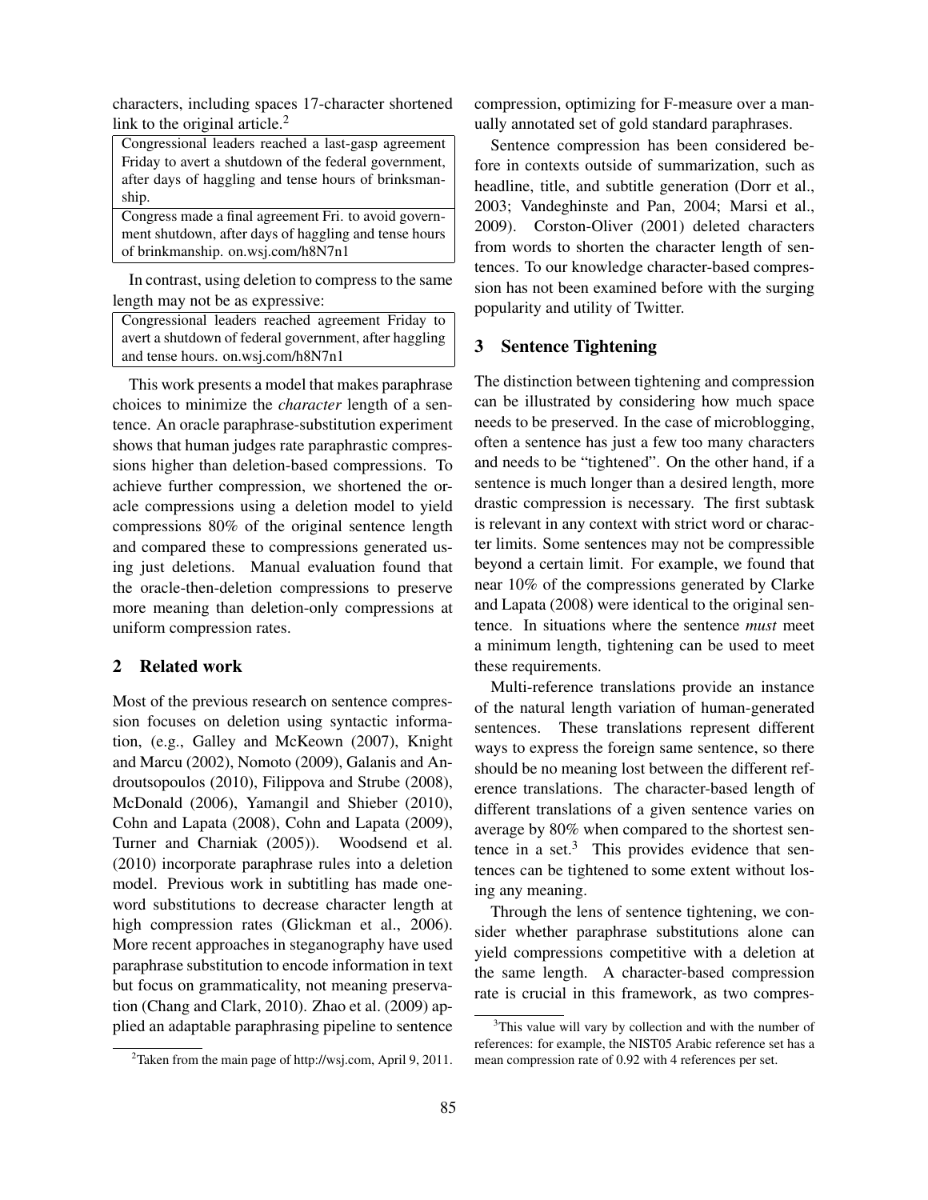characters, including spaces 17-character shortened link to the original article.[2]

| Congressional leaders reached a last-gasp agreement Friday to avert a shutdown of the federal government, after days of haggling and tense hours of brinksmanship. |
|---|
| Congress made a final agreement Fri. to avoid government shutdown, after days of haggling and tense hours of brinkmanship. on.wsj.com/h8N7n1 |

In contrast, using deletion to compress to the same length may not be as expressive:

| Congressional leaders reached agreement Friday to avert a shutdown of federal government, after haggling and tense hours. on.wsj.com/h8N7n1 |
|---|

This work presents a model that makes paraphrase choices to minimize the *character* length of a sentence. An oracle paraphrase-substitution experiment shows that human judges rate paraphrastic compressions higher than deletion-based compressions. To achieve further compression, we shortened the oracle compressions using a deletion model to yield compressions 80% of the original sentence length and compared these to compressions generated using just deletions. Manual evaluation found that the oracle-then-deletion compressions to preserve more meaning than deletion-only compressions at uniform compression rates.

## 2 Related work

Most of the previous research on sentence compression focuses on deletion using syntactic information, (e.g., Galley and McKeown (2007), Knight and Marcu (2002), Nomoto (2009), Galanis and Androutsopoulos (2010), Filippova and Strube (2008), McDonald (2006), Yamangil and Shieber (2010), Cohn and Lapata (2008), Cohn and Lapata (2009), Turner and Charniak (2005)). Woodsend et al. (2010) incorporate paraphrase rules into a deletion model. Previous work in subtitling has made one-word substitutions to decrease character length at high compression rates (Glickman et al., 2006). More recent approaches in steganography have used paraphrase substitution to encode information in text but focus on grammaticality, not meaning preservation (Chang and Clark, 2010). Zhao et al. (2009) applied an adaptable paraphrasing pipeline to sentence compression, optimizing for F-measure over a manually annotated set of gold standard paraphrases.

Sentence compression has been considered before in contexts outside of summarization, such as headline, title, and subtitle generation (Dorr et al., 2003; Vandeghinste and Pan, 2004; Marsi et al., 2009). Corston-Oliver (2001) deleted characters from words to shorten the character length of sentences. To our knowledge character-based compression has not been examined before with the surging popularity and utility of Twitter.

## 3 Sentence Tightening

The distinction between tightening and compression can be illustrated by considering how much space needs to be preserved. In the case of microblogging, often a sentence has just a few too many characters and needs to be "tightened". On the other hand, if a sentence is much longer than a desired length, more drastic compression is necessary. The first subtask is relevant in any context with strict word or character limits. Some sentences may not be compressible beyond a certain limit. For example, we found that near 10% of the compressions generated by Clarke and Lapata (2008) were identical to the original sentence. In situations where the sentence *must* meet a minimum length, tightening can be used to meet these requirements.

Multi-reference translations provide an instance of the natural length variation of human-generated sentences. These translations represent different ways to express the foreign same sentence, so there should be no meaning lost between the different reference translations. The character-based length of different translations of a given sentence varies on average by 80% when compared to the shortest sentence in a set.[3] This provides evidence that sentences can be tightened to some extent without losing any meaning.

Through the lens of sentence tightening, we consider whether paraphrase substitutions alone can yield compressions competitive with a deletion at the same length. A character-based compression rate is crucial in this framework, as two compres-

[2] Taken from the main page of http://wsj.com, April 9, 2011.

[3] This value will vary by collection and with the number of references: for example, the NIST05 Arabic reference set has a mean compression rate of 0.92 with 4 references per set.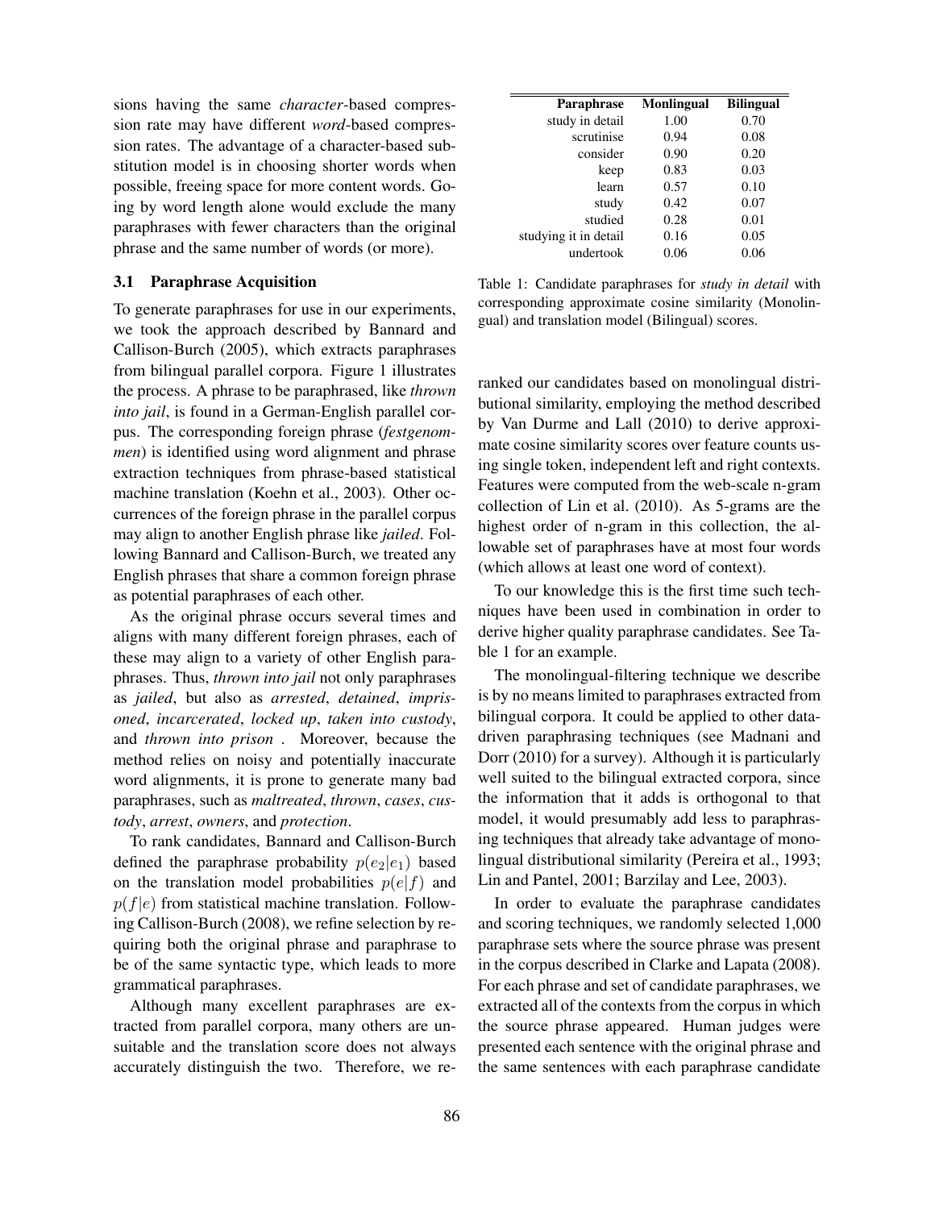sions having the same *character*-based compression rate may have different *word*-based compression rates. The advantage of a character-based substitution model is in choosing shorter words when possible, freeing space for more content words. Going by word length alone would exclude the many paraphrases with fewer characters than the original phrase and the same number of words (or more).

### 3.1 Paraphrase Acquisition

To generate paraphrases for use in our experiments, we took the approach described by Bannard and Callison-Burch (2005), which extracts paraphrases from bilingual parallel corpora. Figure 1 illustrates the process. A phrase to be paraphrased, like *thrown into jail*, is found in a German-English parallel corpus. The corresponding foreign phrase (*festgenommen*) is identified using word alignment and phrase extraction techniques from phrase-based statistical machine translation (Koehn et al., 2003). Other occurrences of the foreign phrase in the parallel corpus may align to another English phrase like *jailed*. Following Bannard and Callison-Burch, we treated any English phrases that share a common foreign phrase as potential paraphrases of each other.

As the original phrase occurs several times and aligns with many different foreign phrases, each of these may align to a variety of other English paraphrases. Thus, *thrown into jail* not only paraphrases as *jailed*, but also as *arrested*, *detained*, *imprisoned*, *incarcerated*, *locked up*, *taken into custody*, and *thrown into prison* . Moreover, because the method relies on noisy and potentially inaccurate word alignments, it is prone to generate many bad paraphrases, such as *maltreated*, *thrown*, *cases*, *custody*, *arrest*, *owners*, and *protection*.

To rank candidates, Bannard and Callison-Burch defined the paraphrase probability $p(e_2|e_1)$ based on the translation model probabilities $p(e|f)$ and $p(f|e)$ from statistical machine translation. Following Callison-Burch (2008), we refine selection by requiring both the original phrase and paraphrase to be of the same syntactic type, which leads to more grammatical paraphrases.

Although many excellent paraphrases are extracted from parallel corpora, many others are unsuitable and the translation score does not always accurately distinguish the two. Therefore, we reranked our candidates based on monolingual distributional similarity, employing the method described by Van Durme and Lall (2010) to derive approximate cosine similarity scores over feature counts using single token, independent left and right contexts. Features were computed from the web-scale n-gram collection of Lin et al. (2010). As 5-grams are the highest order of n-gram in this collection, the allowable set of paraphrases have at most four words (which allows at least one word of context).

| Paraphrase | Monlingual | Bilingual |
|---|---|---|
| study in detail | 1.00 | 0.70 |
| scrutinise | 0.94 | 0.08 |
| consider | 0.90 | 0.20 |
| keep | 0.83 | 0.03 |
| learn | 0.57 | 0.10 |
| study | 0.42 | 0.07 |
| studied | 0.28 | 0.01 |
| studying it in detail | 0.16 | 0.05 |
| undertook | 0.06 | 0.06 |

Table 1: Candidate paraphrases for *study in detail* with corresponding approximate cosine similarity (Monolingual) and translation model (Bilingual) scores.

To our knowledge this is the first time such techniques have been used in combination in order to derive higher quality paraphrase candidates. See Table 1 for an example.

The monolingual-filtering technique we describe is by no means limited to paraphrases extracted from bilingual corpora. It could be applied to other data-driven paraphrasing techniques (see Madnani and Dorr (2010) for a survey). Although it is particularly well suited to the bilingual extracted corpora, since the information that it adds is orthogonal to that model, it would presumably add less to paraphrasing techniques that already take advantage of monolingual distributional similarity (Pereira et al., 1993; Lin and Pantel, 2001; Barzilay and Lee, 2003).

In order to evaluate the paraphrase candidates and scoring techniques, we randomly selected 1,000 paraphrase sets where the source phrase was present in the corpus described in Clarke and Lapata (2008). For each phrase and set of candidate paraphrases, we extracted all of the contexts from the corpus in which the source phrase appeared. Human judges were presented each sentence with the original phrase and the same sentences with each paraphrase candidate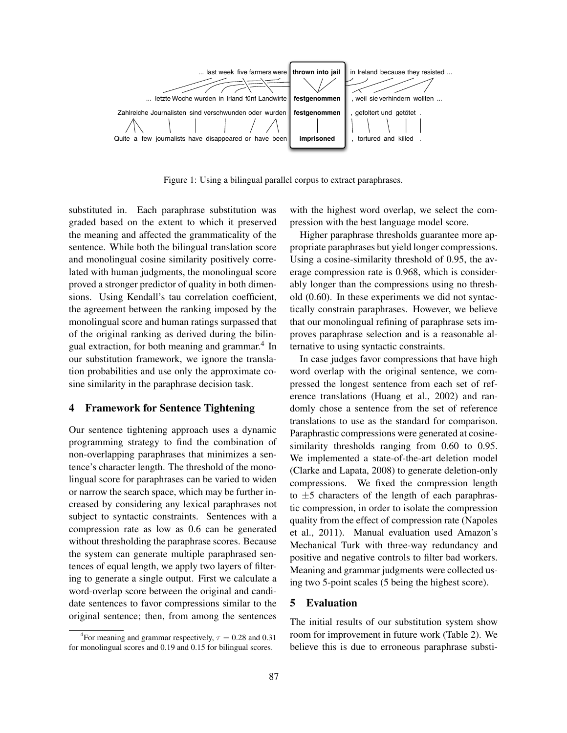Figure 1: Using a bilingual parallel corpus to extract paraphrases.

substituted in. Each paraphrase substitution was graded based on the extent to which it preserved the meaning and affected the grammaticality of the sentence. While both the bilingual translation score and monolingual cosine similarity positively correlated with human judgments, the monolingual score proved a stronger predictor of quality in both dimensions. Using Kendall's tau correlation coefficient, the agreement between the ranking imposed by the monolingual score and human ratings surpassed that of the original ranking as derived during the bilingual extraction, for both meaning and grammar.[4] In our substitution framework, we ignore the translation probabilities and use only the approximate cosine similarity in the paraphrase decision task.

## 4 Framework for Sentence Tightening

Our sentence tightening approach uses a dynamic programming strategy to find the combination of non-overlapping paraphrases that minimizes a sentence's character length. The threshold of the monolingual score for paraphrases can be varied to widen or narrow the search space, which may be further increased by considering any lexical paraphrases not subject to syntactic constraints. Sentences with a compression rate as low as 0.6 can be generated without thresholding the paraphrase scores. Because the system can generate multiple paraphrased sentences of equal length, we apply two layers of filtering to generate a single output. First we calculate a word-overlap score between the original and candidate sentences to favor compressions similar to the original sentence; then, from among the sentences with the highest word overlap, we select the compression with the best language model score.

Higher paraphrase thresholds guarantee more appropriate paraphrases but yield longer compressions. Using a cosine-similarity threshold of 0.95, the average compression rate is 0.968, which is considerably longer than the compressions using no threshold (0.60). In these experiments we did not syntactically constrain paraphrases. However, we believe that our monolingual refining of paraphrase sets improves paraphrase selection and is a reasonable alternative to using syntactic constraints.

In case judges favor compressions that have high word overlap with the original sentence, we compressed the longest sentence from each set of reference translations (Huang et al., 2002) and randomly chose a sentence from the set of reference translations to use as the standard for comparison. Paraphrastic compressions were generated at cosine-similarity thresholds ranging from 0.60 to 0.95. We implemented a state-of-the-art deletion model (Clarke and Lapata, 2008) to generate deletion-only compressions. We fixed the compression length to $\pm 5$ characters of the length of each paraphrastic compression, in order to isolate the compression quality from the effect of compression rate (Napoles et al., 2011). Manual evaluation used Amazon's Mechanical Turk with three-way redundancy and positive and negative controls to filter bad workers. Meaning and grammar judgments were collected using two 5-point scales (5 being the highest score).

## 5 Evaluation

The initial results of our substitution system show room for improvement in future work (Table 2). We believe this is due to erroneous paraphrase substi-

[4] For meaning and grammar respectively, $\tau = 0.28$ and 0.31 for monolingual scores and 0.19 and 0.15 for bilingual scores.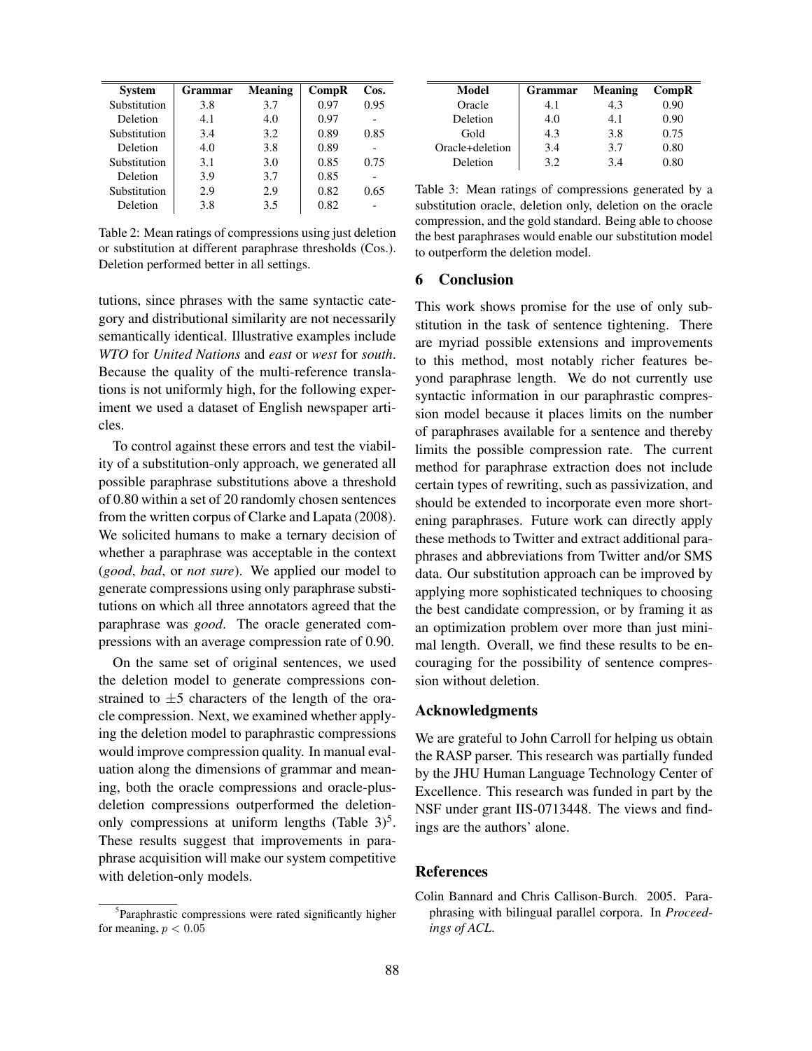| System | Grammar | Meaning | CompR | Cos. |
|---|---|---|---|---|
| Substitution | 3.8 | 3.7 | 0.97 | 0.95 |
| Deletion | 4.1 | 4.0 | 0.97 | - |
| Substitution | 3.4 | 3.2 | 0.89 | 0.85 |
| Deletion | 4.0 | 3.8 | 0.89 | - |
| Substitution | 3.1 | 3.0 | 0.85 | 0.75 |
| Deletion | 3.9 | 3.7 | 0.85 | - |
| Substitution | 2.9 | 2.9 | 0.82 | 0.65 |
| Deletion | 3.8 | 3.5 | 0.82 | - |

Table 2: Mean ratings of compressions using just deletion or substitution at different paraphrase thresholds (Cos.). Deletion performed better in all settings.

tutions, since phrases with the same syntactic category and distributional similarity are not necessarily semantically identical. Illustrative examples include *WTO* for *United Nations* and *east* or *west* for *south*. Because the quality of the multi-reference translations is not uniformly high, for the following experiment we used a dataset of English newspaper articles.

To control against these errors and test the viability of a substitution-only approach, we generated all possible paraphrase substitutions above a threshold of 0.80 within a set of 20 randomly chosen sentences from the written corpus of Clarke and Lapata (2008). We solicited humans to make a ternary decision of whether a paraphrase was acceptable in the context (*good*, *bad*, or *not sure*). We applied our model to generate compressions using only paraphrase substitutions on which all three annotators agreed that the paraphrase was *good*. The oracle generated compressions with an average compression rate of 0.90.

On the same set of original sentences, we used the deletion model to generate compressions constrained to $\pm 5$ characters of the length of the oracle compression. Next, we examined whether applying the deletion model to paraphrastic compressions would improve compression quality. In manual evaluation along the dimensions of grammar and meaning, both the oracle compressions and oracle-plus-deletion compressions outperformed the deletion-only compressions at uniform lengths (Table 3)[5]. These results suggest that improvements in paraphrase acquisition will make our system competitive with deletion-only models.

[5]Paraphrastic compressions were rated significantly higher for meaning, $p < 0.05$

| Model | Grammar | Meaning | CompR |
|---|---|---|---|
| Oracle | 4.1 | 4.3 | 0.90 |
| Deletion | 4.0 | 4.1 | 0.90 |
| Gold | 4.3 | 3.8 | 0.75 |
| Oracle+deletion | 3.4 | 3.7 | 0.80 |
| Deletion | 3.2 | 3.4 | 0.80 |

Table 3: Mean ratings of compressions generated by a substitution oracle, deletion only, deletion on the oracle compression, and the gold standard. Being able to choose the best paraphrases would enable our substitution model to outperform the deletion model.

## 6 Conclusion

This work shows promise for the use of only substitution in the task of sentence tightening. There are myriad possible extensions and improvements to this method, most notably richer features beyond paraphrase length. We do not currently use syntactic information in our paraphrastic compression model because it places limits on the number of paraphrases available for a sentence and thereby limits the possible compression rate. The current method for paraphrase extraction does not include certain types of rewriting, such as passivization, and should be extended to incorporate even more shortening paraphrases. Future work can directly apply these methods to Twitter and extract additional paraphrases and abbreviations from Twitter and/or SMS data. Our substitution approach can be improved by applying more sophisticated techniques to choosing the best candidate compression, or by framing it as an optimization problem over more than just minimal length. Overall, we find these results to be encouraging for the possibility of sentence compression without deletion.

## Acknowledgments

We are grateful to John Carroll for helping us obtain the RASP parser. This research was partially funded by the JHU Human Language Technology Center of Excellence. This research was funded in part by the NSF under grant IIS-0713448. The views and findings are the authors' alone.

## References

Colin Bannard and Chris Callison-Burch. 2005. Paraphrasing with bilingual parallel corpora. In *Proceedings of ACL*.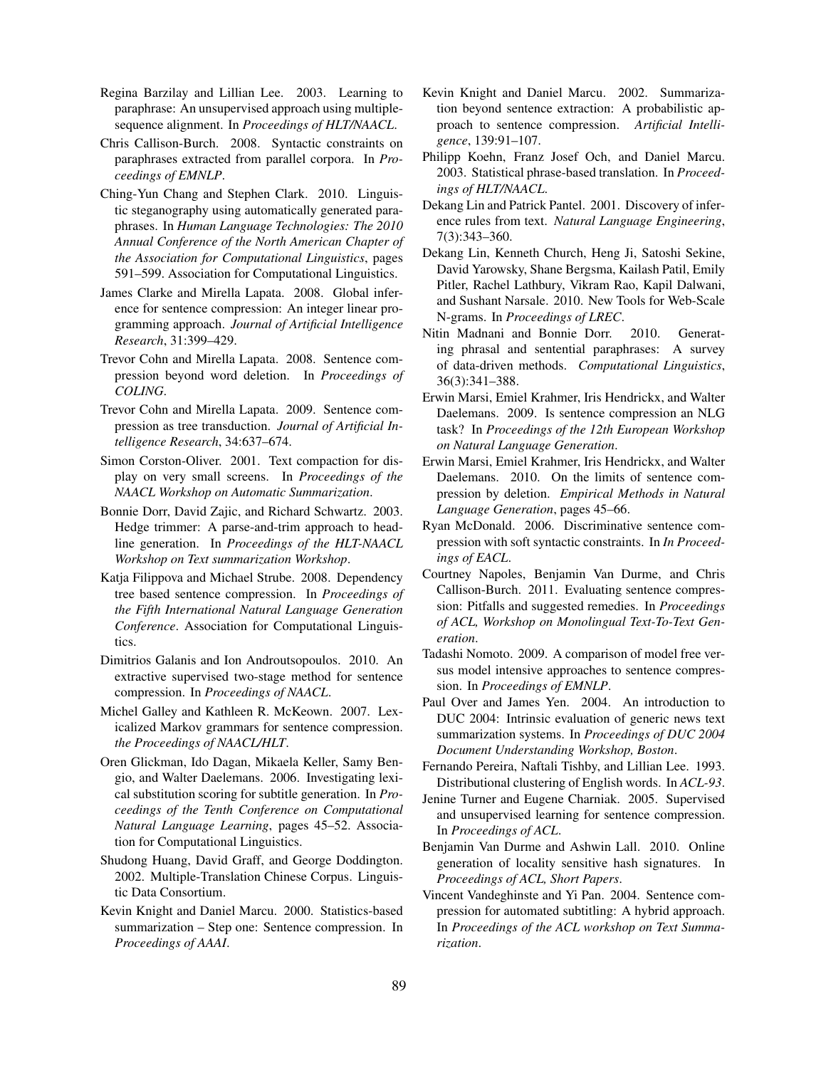Regina Barzilay and Lillian Lee. 2003. Learning to paraphrase: An unsupervised approach using multiple-sequence alignment. In *Proceedings of HLT/NAACL*.

Chris Callison-Burch. 2008. Syntactic constraints on paraphrases extracted from parallel corpora. In *Proceedings of EMNLP*.

Ching-Yun Chang and Stephen Clark. 2010. Linguistic steganography using automatically generated paraphrases. In *Human Language Technologies: The 2010 Annual Conference of the North American Chapter of the Association for Computational Linguistics*, pages 591–599. Association for Computational Linguistics.

James Clarke and Mirella Lapata. 2008. Global inference for sentence compression: An integer linear programming approach. *Journal of Artificial Intelligence Research*, 31:399–429.

Trevor Cohn and Mirella Lapata. 2008. Sentence compression beyond word deletion. In *Proceedings of COLING*.

Trevor Cohn and Mirella Lapata. 2009. Sentence compression as tree transduction. *Journal of Artificial Intelligence Research*, 34:637–674.

Simon Corston-Oliver. 2001. Text compaction for display on very small screens. In *Proceedings of the NAACL Workshop on Automatic Summarization*.

Bonnie Dorr, David Zajic, and Richard Schwartz. 2003. Hedge trimmer: A parse-and-trim approach to headline generation. In *Proceedings of the HLT-NAACL Workshop on Text summarization Workshop*.

Katja Filippova and Michael Strube. 2008. Dependency tree based sentence compression. In *Proceedings of the Fifth International Natural Language Generation Conference*. Association for Computational Linguistics.

Dimitrios Galanis and Ion Androutsopoulos. 2010. An extractive supervised two-stage method for sentence compression. In *Proceedings of NAACL*.

Michel Galley and Kathleen R. McKeown. 2007. Lexicalized Markov grammars for sentence compression. *the Proceedings of NAACL/HLT*.

Oren Glickman, Ido Dagan, Mikaela Keller, Samy Bengio, and Walter Daelemans. 2006. Investigating lexical substitution scoring for subtitle generation. In *Proceedings of the Tenth Conference on Computational Natural Language Learning*, pages 45–52. Association for Computational Linguistics.

Shudong Huang, David Graff, and George Doddington. 2002. Multiple-Translation Chinese Corpus. Linguistic Data Consortium.

Kevin Knight and Daniel Marcu. 2000. Statistics-based summarization – Step one: Sentence compression. In *Proceedings of AAAI*.

Kevin Knight and Daniel Marcu. 2002. Summarization beyond sentence extraction: A probabilistic approach to sentence compression. *Artificial Intelligence*, 139:91–107.

Philipp Koehn, Franz Josef Och, and Daniel Marcu. 2003. Statistical phrase-based translation. In *Proceedings of HLT/NAACL*.

Dekang Lin and Patrick Pantel. 2001. Discovery of inference rules from text. *Natural Language Engineering*, 7(3):343–360.

Dekang Lin, Kenneth Church, Heng Ji, Satoshi Sekine, David Yarowsky, Shane Bergsma, Kailash Patil, Emily Pitler, Rachel Lathbury, Vikram Rao, Kapil Dalwani, and Sushant Narsale. 2010. New Tools for Web-Scale N-grams. In *Proceedings of LREC*.

Nitin Madnani and Bonnie Dorr. 2010. Generating phrasal and sentential paraphrases: A survey of data-driven methods. *Computational Linguistics*, 36(3):341–388.

Erwin Marsi, Emiel Krahmer, Iris Hendrickx, and Walter Daelemans. 2009. Is sentence compression an NLG task? In *Proceedings of the 12th European Workshop on Natural Language Generation*.

Erwin Marsi, Emiel Krahmer, Iris Hendrickx, and Walter Daelemans. 2010. On the limits of sentence compression by deletion. *Empirical Methods in Natural Language Generation*, pages 45–66.

Ryan McDonald. 2006. Discriminative sentence compression with soft syntactic constraints. In *In Proceedings of EACL*.

Courtney Napoles, Benjamin Van Durme, and Chris Callison-Burch. 2011. Evaluating sentence compression: Pitfalls and suggested remedies. In *Proceedings of ACL, Workshop on Monolingual Text-To-Text Generation*.

Tadashi Nomoto. 2009. A comparison of model free versus model intensive approaches to sentence compression. In *Proceedings of EMNLP*.

Paul Over and James Yen. 2004. An introduction to DUC 2004: Intrinsic evaluation of generic news text summarization systems. In *Proceedings of DUC 2004 Document Understanding Workshop, Boston*.

Fernando Pereira, Naftali Tishby, and Lillian Lee. 1993. Distributional clustering of English words. In *ACL-93*.

Jenine Turner and Eugene Charniak. 2005. Supervised and unsupervised learning for sentence compression. In *Proceedings of ACL*.

Benjamin Van Durme and Ashwin Lall. 2010. Online generation of locality sensitive hash signatures. In *Proceedings of ACL, Short Papers*.

Vincent Vandeghinste and Yi Pan. 2004. Sentence compression for automated subtitling: A hybrid approach. In *Proceedings of the ACL workshop on Text Summarization*.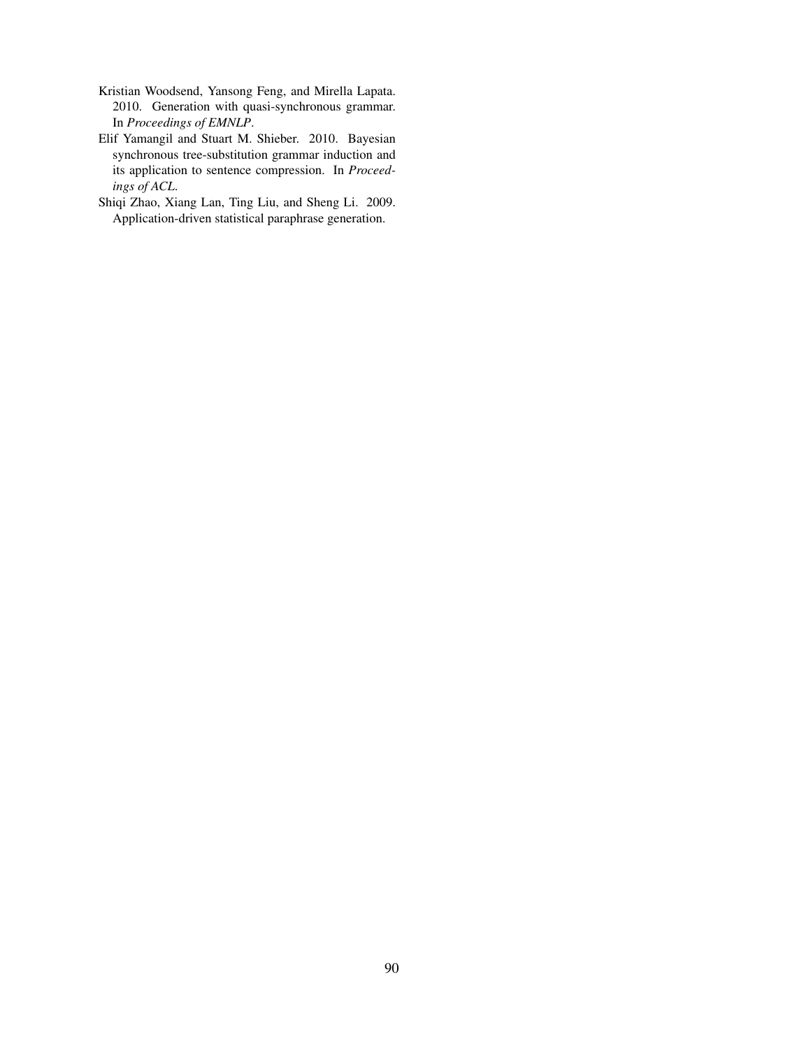Kristian Woodsend, Yansong Feng, and Mirella Lapata. 2010. Generation with quasi-synchronous grammar. In *Proceedings of EMNLP*.

Elif Yamangil and Stuart M. Shieber. 2010. Bayesian synchronous tree-substitution grammar induction and its application to sentence compression. In *Proceedings of ACL*.

Shiqi Zhao, Xiang Lan, Ting Liu, and Sheng Li. 2009. Application-driven statistical paraphrase generation.